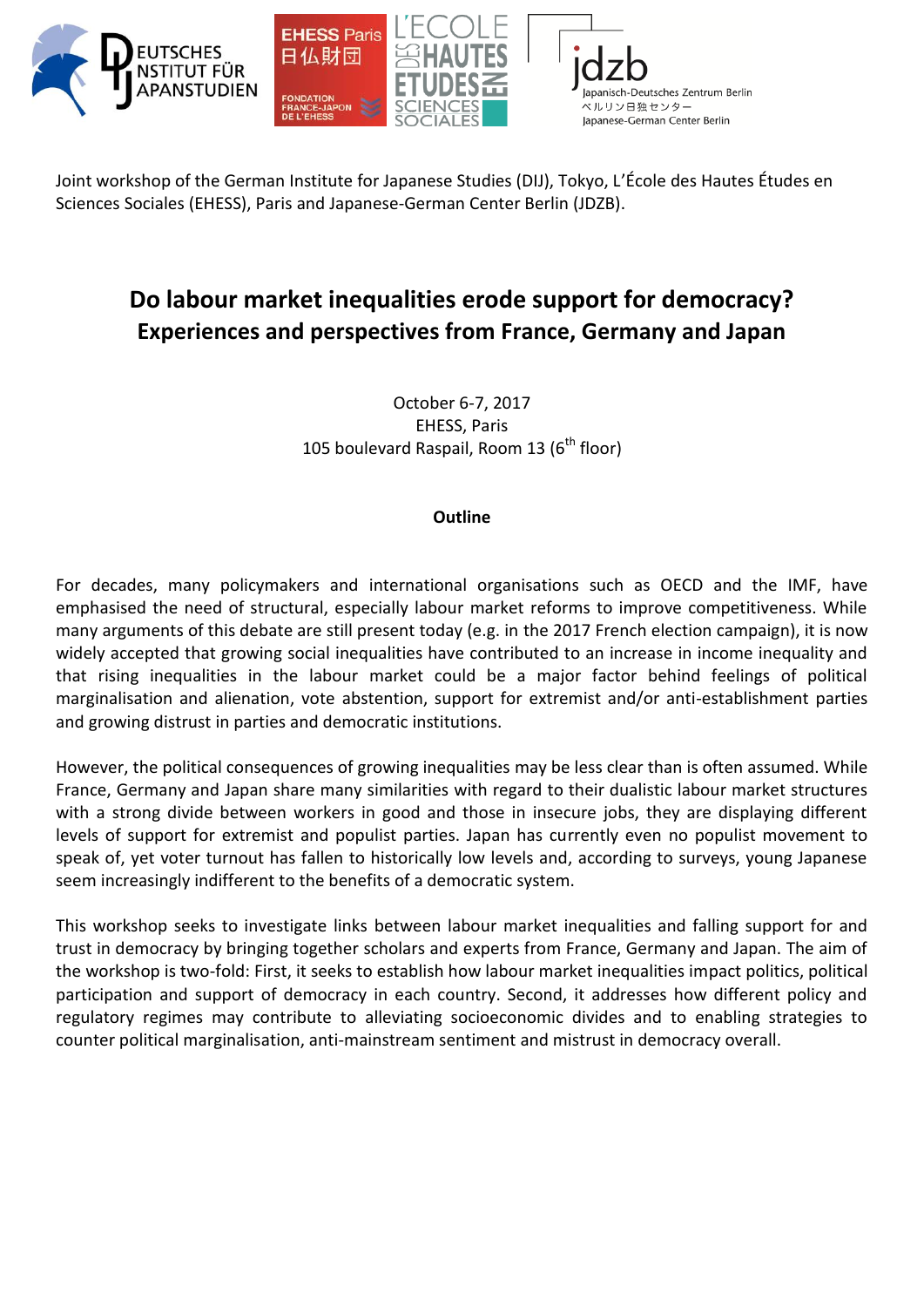Joint workshop of the German Institute for Japanese Studies (DIJ), Tokyo, L'École des Hautes Études en Sciences Sociales (EHESS), Paris and Japanese-German Center Berlin (JDZB).

# Do labour market inequalities erode support for democracy? Experiences and perspectives from France, Germany and Japan

October 6-7, 2017
EHESS, Paris
105 boulevard Raspail, Room 13 (6th floor)

**Outline**

For decades, many policymakers and international organisations such as OECD and the IMF, have emphasised the need of structural, especially labour market reforms to improve competitiveness. While many arguments of this debate are still present today (e.g. in the 2017 French election campaign), it is now widely accepted that growing social inequalities have contributed to an increase in income inequality and that rising inequalities in the labour market could be a major factor behind feelings of political marginalisation and alienation, vote abstention, support for extremist and/or anti-establishment parties and growing distrust in parties and democratic institutions.

However, the political consequences of growing inequalities may be less clear than is often assumed. While France, Germany and Japan share many similarities with regard to their dualistic labour market structures with a strong divide between workers in good and those in insecure jobs, they are displaying different levels of support for extremist and populist parties. Japan has currently even no populist movement to speak of, yet voter turnout has fallen to historically low levels and, according to surveys, young Japanese seem increasingly indifferent to the benefits of a democratic system.

This workshop seeks to investigate links between labour market inequalities and falling support for and trust in democracy by bringing together scholars and experts from France, Germany and Japan. The aim of the workshop is two-fold: First, it seeks to establish how labour market inequalities impact politics, political participation and support of democracy in each country. Second, it addresses how different policy and regulatory regimes may contribute to alleviating socioeconomic divides and to enabling strategies to counter political marginalisation, anti-mainstream sentiment and mistrust in democracy overall.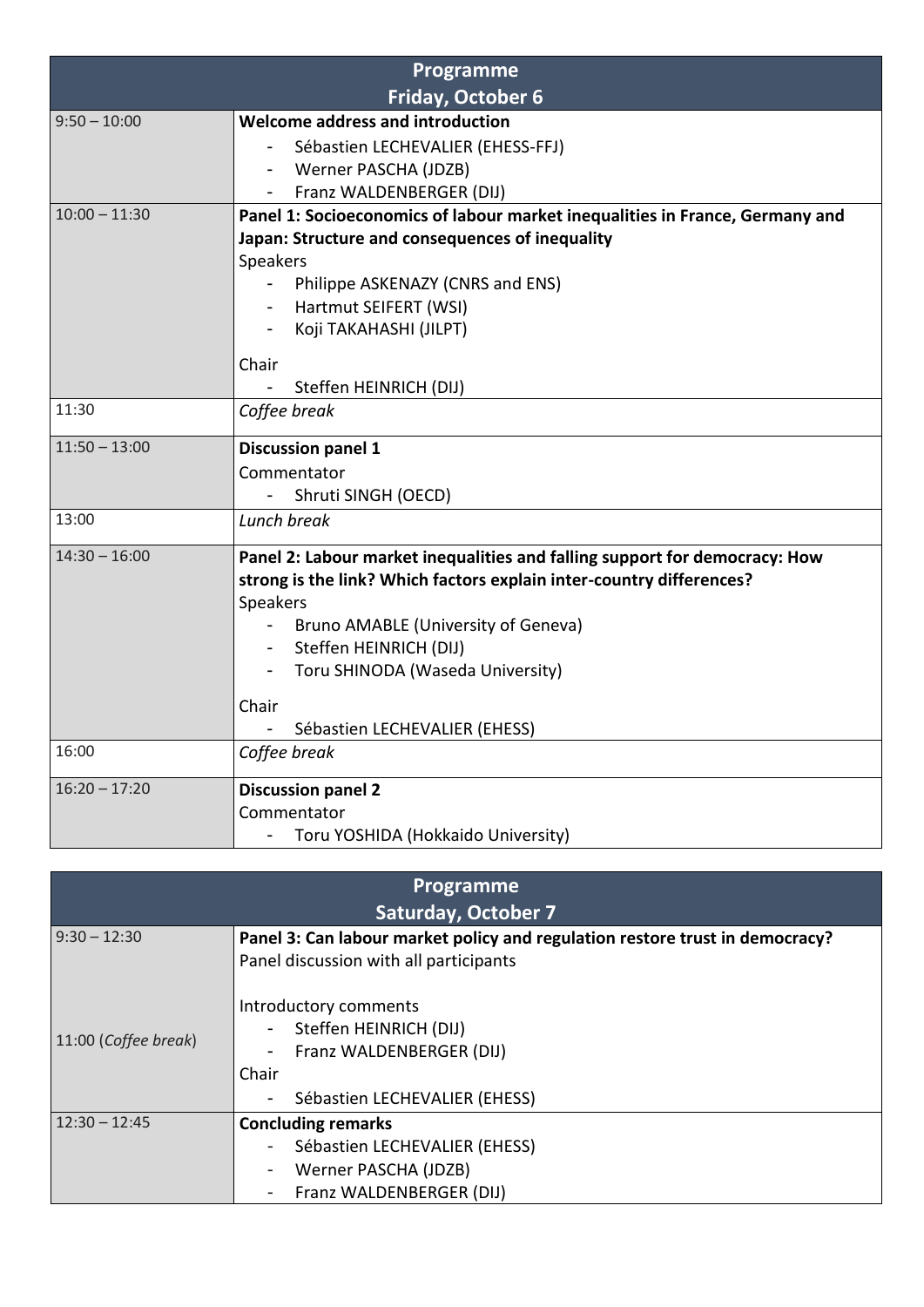## Programme

### Friday, October 6

| Time | Session |
| --- | --- |
| 9:50 – 10:00 | **Welcome address and introduction**<br>- Sébastien LECHEVALIER (EHESS-FFJ)<br>- Werner PASCHA (JDZB)<br>- Franz WALDENBERGER (DIJ) |
| 10:00 – 11:30 | **Panel 1: Socioeconomics of labour market inequalities in France, Germany and Japan: Structure and consequences of inequality**<br>Speakers<br>- Philippe ASKENAZY (CNRS and ENS)<br>- Hartmut SEIFERT (WSI)<br>- Koji TAKAHASHI (JILPT)<br><br>Chair<br>- Steffen HEINRICH (DIJ) |
| 11:30 | *Coffee break* |
| 11:50 – 13:00 | **Discussion panel 1**<br>Commentator<br>- Shruti SINGH (OECD) |
| 13:00 | *Lunch break* |
| 14:30 – 16:00 | **Panel 2: Labour market inequalities and falling support for democracy: How strong is the link? Which factors explain inter-country differences?**<br>Speakers<br>- Bruno AMABLE (University of Geneva)<br>- Steffen HEINRICH (DIJ)<br>- Toru SHINODA (Waseda University)<br><br>Chair<br>- Sébastien LECHEVALIER (EHESS) |
| 16:00 | *Coffee break* |
| 16:20 – 17:20 | **Discussion panel 2**<br>Commentator<br>- Toru YOSHIDA (Hokkaido University) |

## Programme

### Saturday, October 7

| Time | Session |
| --- | --- |
| 9:30 – 12:30<br><br>11:00 (*Coffee break*) | **Panel 3: Can labour market policy and regulation restore trust in democracy?**<br>Panel discussion with all participants<br><br>Introductory comments<br>- Steffen HEINRICH (DIJ)<br>- Franz WALDENBERGER (DIJ)<br>Chair<br>- Sébastien LECHEVALIER (EHESS) |
| 12:30 – 12:45 | **Concluding remarks**<br>- Sébastien LECHEVALIER (EHESS)<br>- Werner PASCHA (JDZB)<br>- Franz WALDENBERGER (DIJ) |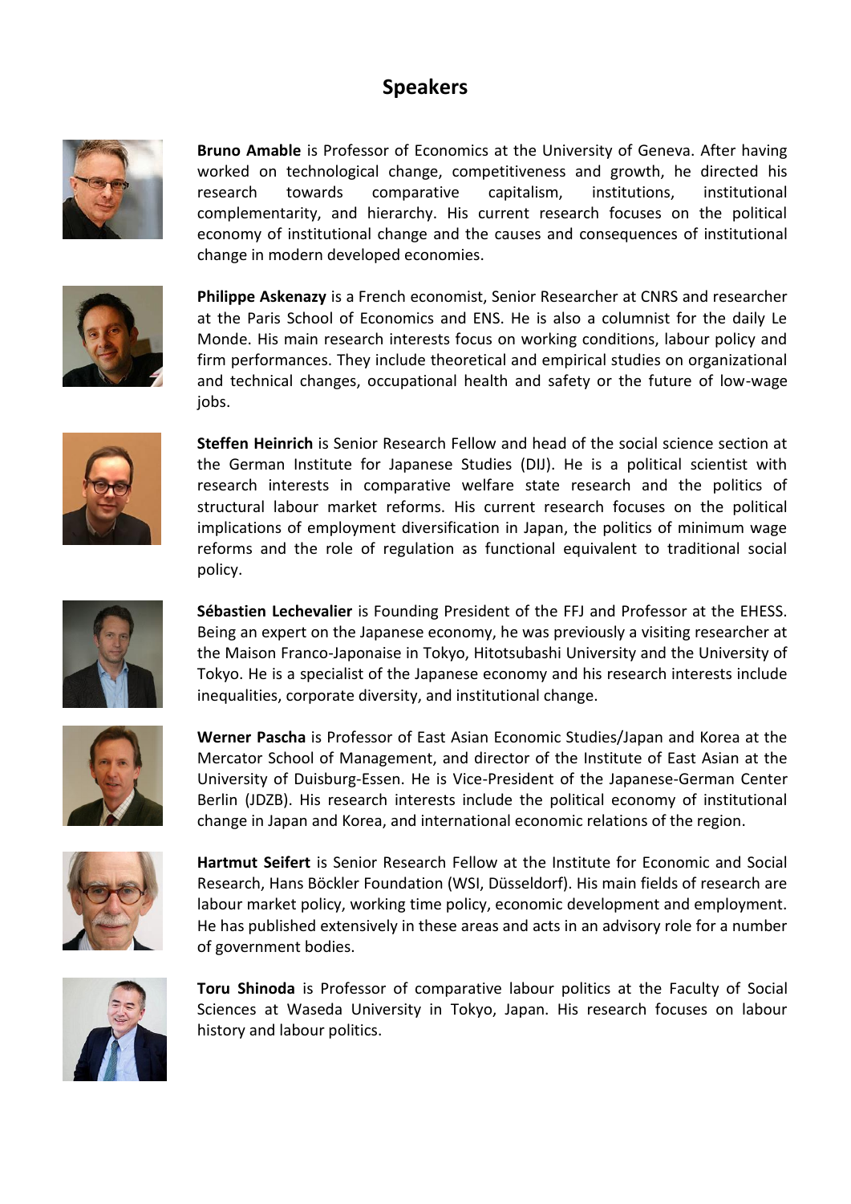## Speakers

**Bruno Amable** is Professor of Economics at the University of Geneva. After having worked on technological change, competitiveness and growth, he directed his research towards comparative capitalism, institutions, institutional complementarity, and hierarchy. His current research focuses on the political economy of institutional change and the causes and consequences of institutional change in modern developed economies.

**Philippe Askenazy** is a French economist, Senior Researcher at CNRS and researcher at the Paris School of Economics and ENS. He is also a columnist for the daily Le Monde. His main research interests focus on working conditions, labour policy and firm performances. They include theoretical and empirical studies on organizational and technical changes, occupational health and safety or the future of low-wage jobs.

**Steffen Heinrich** is Senior Research Fellow and head of the social science section at the German Institute for Japanese Studies (DIJ). He is a political scientist with research interests in comparative welfare state research and the politics of structural labour market reforms. His current research focuses on the political implications of employment diversification in Japan, the politics of minimum wage reforms and the role of regulation as functional equivalent to traditional social policy.

**Sébastien Lechevalier** is Founding President of the FFJ and Professor at the EHESS. Being an expert on the Japanese economy, he was previously a visiting researcher at the Maison Franco-Japonaise in Tokyo, Hitotsubashi University and the University of Tokyo. He is a specialist of the Japanese economy and his research interests include inequalities, corporate diversity, and institutional change.

**Werner Pascha** is Professor of East Asian Economic Studies/Japan and Korea at the Mercator School of Management, and director of the Institute of East Asian at the University of Duisburg-Essen. He is Vice-President of the Japanese-German Center Berlin (JDZB). His research interests include the political economy of institutional change in Japan and Korea, and international economic relations of the region.

**Hartmut Seifert** is Senior Research Fellow at the Institute for Economic and Social Research, Hans Böckler Foundation (WSI, Düsseldorf). His main fields of research are labour market policy, working time policy, economic development and employment. He has published extensively in these areas and acts in an advisory role for a number of government bodies.

**Toru Shinoda** is Professor of comparative labour politics at the Faculty of Social Sciences at Waseda University in Tokyo, Japan. His research focuses on labour history and labour politics.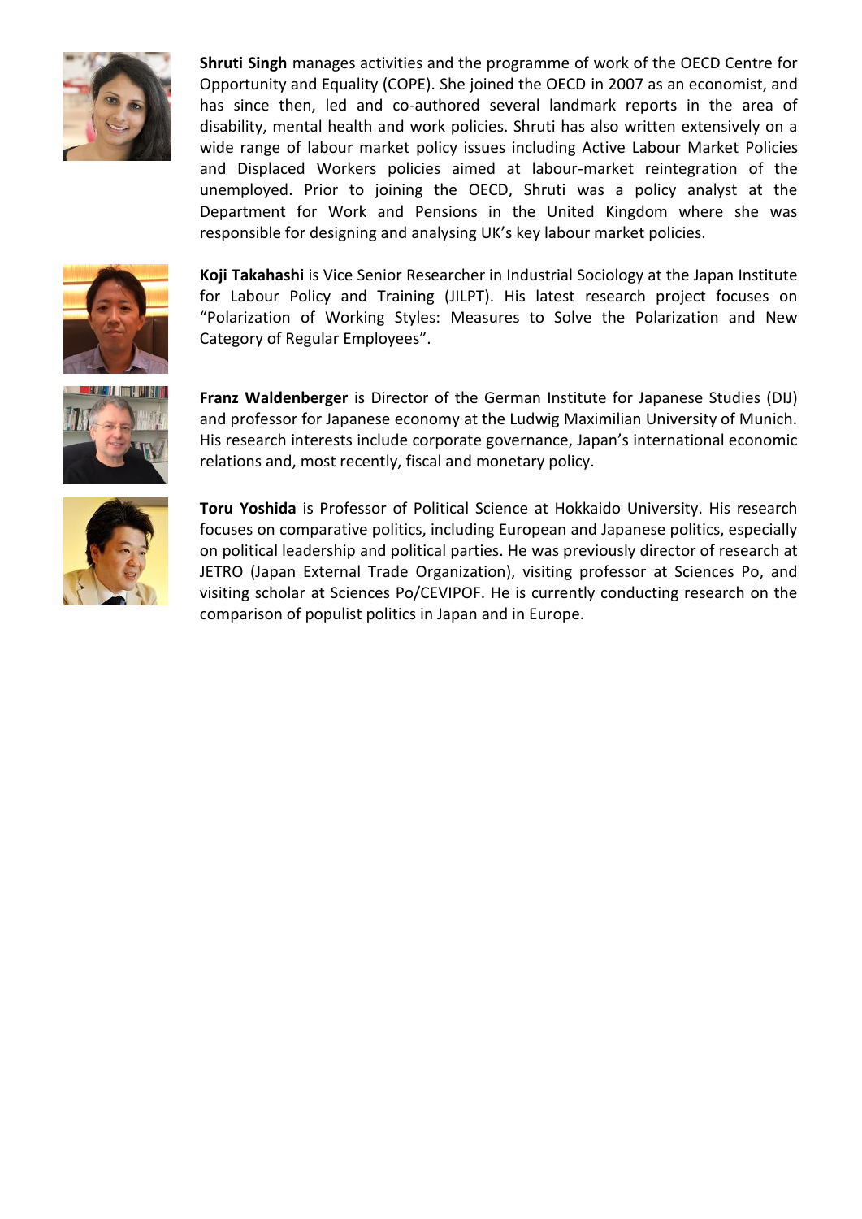**Shruti Singh** manages activities and the programme of work of the OECD Centre for Opportunity and Equality (COPE). She joined the OECD in 2007 as an economist, and has since then, led and co-authored several landmark reports in the area of disability, mental health and work policies. Shruti has also written extensively on a wide range of labour market policy issues including Active Labour Market Policies and Displaced Workers policies aimed at labour-market reintegration of the unemployed. Prior to joining the OECD, Shruti was a policy analyst at the Department for Work and Pensions in the United Kingdom where she was responsible for designing and analysing UK's key labour market policies.

**Koji Takahashi** is Vice Senior Researcher in Industrial Sociology at the Japan Institute for Labour Policy and Training (JILPT). His latest research project focuses on "Polarization of Working Styles: Measures to Solve the Polarization and New Category of Regular Employees".

**Franz Waldenberger** is Director of the German Institute for Japanese Studies (DIJ) and professor for Japanese economy at the Ludwig Maximilian University of Munich. His research interests include corporate governance, Japan's international economic relations and, most recently, fiscal and monetary policy.

**Toru Yoshida** is Professor of Political Science at Hokkaido University. His research focuses on comparative politics, including European and Japanese politics, especially on political leadership and political parties. He was previously director of research at JETRO (Japan External Trade Organization), visiting professor at Sciences Po, and visiting scholar at Sciences Po/CEVIPOF. He is currently conducting research on the comparison of populist politics in Japan and in Europe.